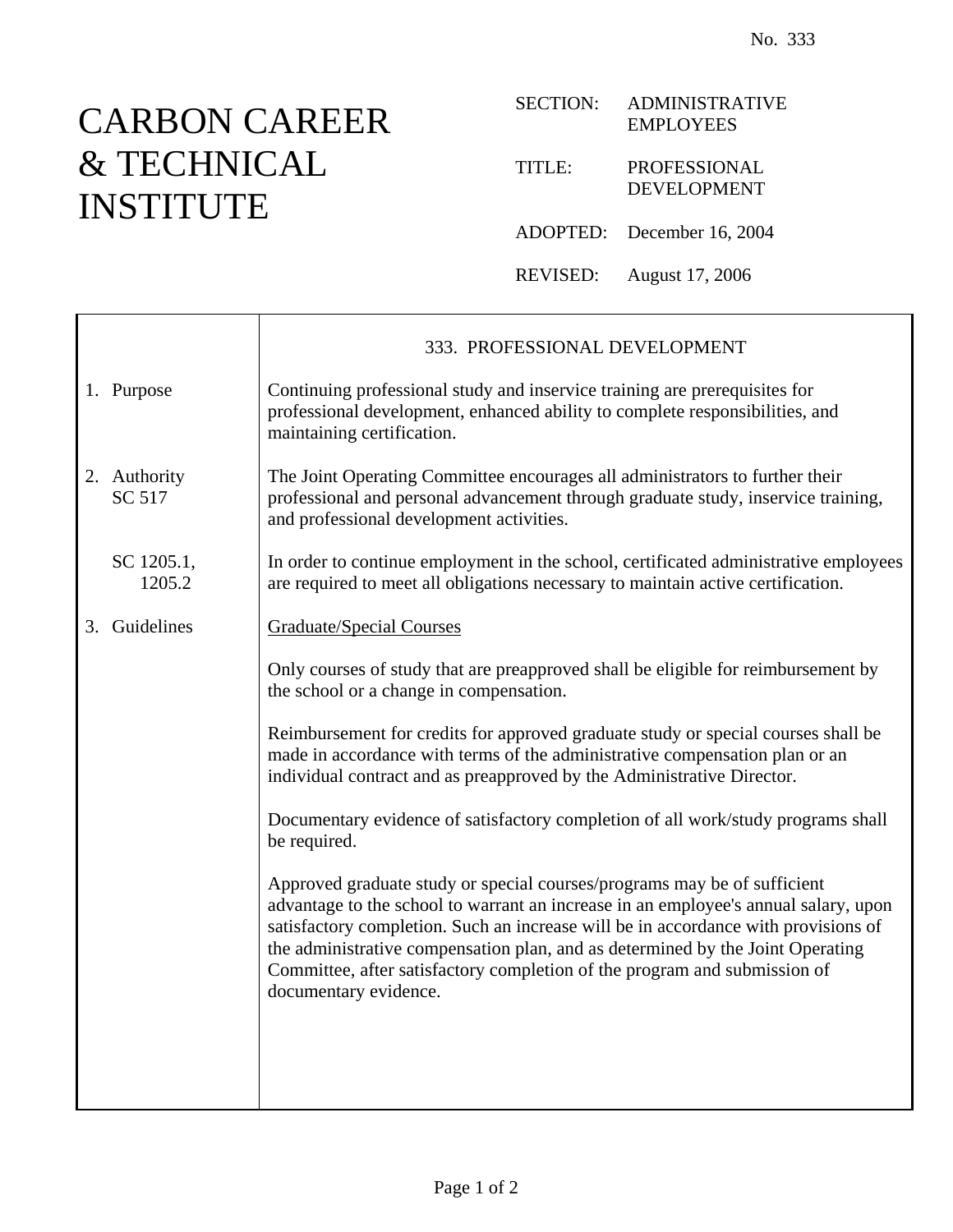No. 333

# CARBON CAREER & TECHNICAL INSTITUTE

SECTION: ADMINISTRATIVE EMPLOYEES

TITLE: PROFESSIONAL DEVELOPMENT

ADOPTED: December 16, 2004

REVISED: August 17, 2006

## 333. PROFESSIONAL DEVELOPMENT

**1. Purpose**

Continuing professional study and inservice training are prerequisites for professional development, enhanced ability to complete responsibilities, and maintaining certification.

**2. Authority**

SC 517

The Joint Operating Committee encourages all administrators to further their professional and personal advancement through graduate study, inservice training, and professional development activities.

SC 1205.1, 1205.2

In order to continue employment in the school, certificated administrative employees are required to meet all obligations necessary to maintain active certification.

**3. Guidelines**

Graduate/Special Courses

Only courses of study that are preapproved shall be eligible for reimbursement by the school or a change in compensation.

Reimbursement for credits for approved graduate study or special courses shall be made in accordance with terms of the administrative compensation plan or an individual contract and as preapproved by the Administrative Director.

Documentary evidence of satisfactory completion of all work/study programs shall be required.

Approved graduate study or special courses/programs may be of sufficient advantage to the school to warrant an increase in an employee's annual salary, upon satisfactory completion. Such an increase will be in accordance with provisions of the administrative compensation plan, and as determined by the Joint Operating Committee, after satisfactory completion of the program and submission of documentary evidence.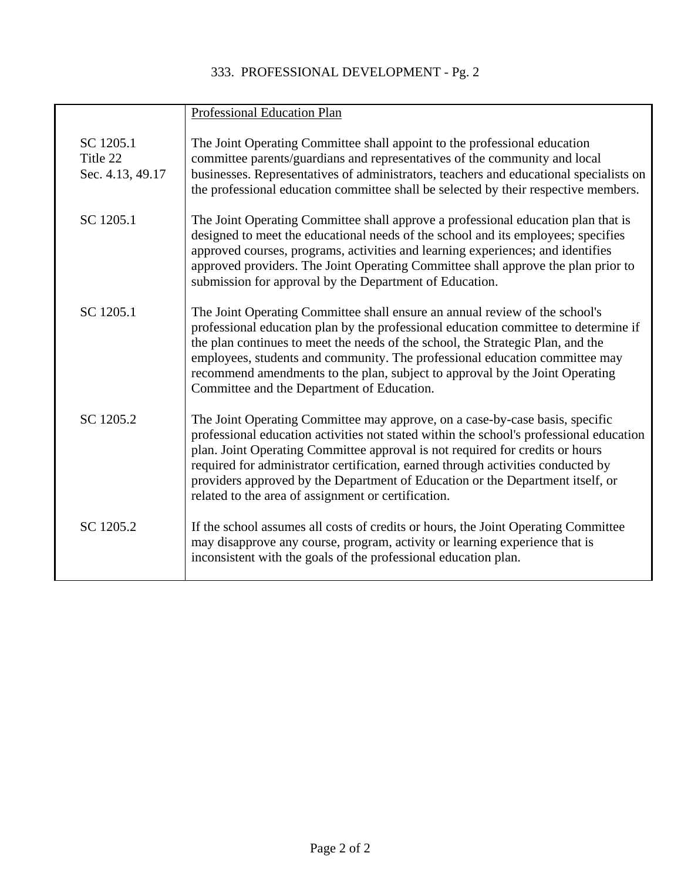| | |
|---|---|
| | Professional Education Plan |
| SC 1205.1<br>Title 22<br>Sec. 4.13, 49.17 | The Joint Operating Committee shall appoint to the professional education committee parents/guardians and representatives of the community and local businesses. Representatives of administrators, teachers and educational specialists on the professional education committee shall be selected by their respective members. |
| SC 1205.1 | The Joint Operating Committee shall approve a professional education plan that is designed to meet the educational needs of the school and its employees; specifies approved courses, programs, activities and learning experiences; and identifies approved providers. The Joint Operating Committee shall approve the plan prior to submission for approval by the Department of Education. |
| SC 1205.1 | The Joint Operating Committee shall ensure an annual review of the school's professional education plan by the professional education committee to determine if the plan continues to meet the needs of the school, the Strategic Plan, and the employees, students and community. The professional education committee may recommend amendments to the plan, subject to approval by the Joint Operating Committee and the Department of Education. |
| SC 1205.2 | The Joint Operating Committee may approve, on a case-by-case basis, specific professional education activities not stated within the school's professional education plan. Joint Operating Committee approval is not required for credits or hours required for administrator certification, earned through activities conducted by providers approved by the Department of Education or the Department itself, or related to the area of assignment or certification. |
| SC 1205.2 | If the school assumes all costs of credits or hours, the Joint Operating Committee may disapprove any course, program, activity or learning experience that is inconsistent with the goals of the professional education plan. |